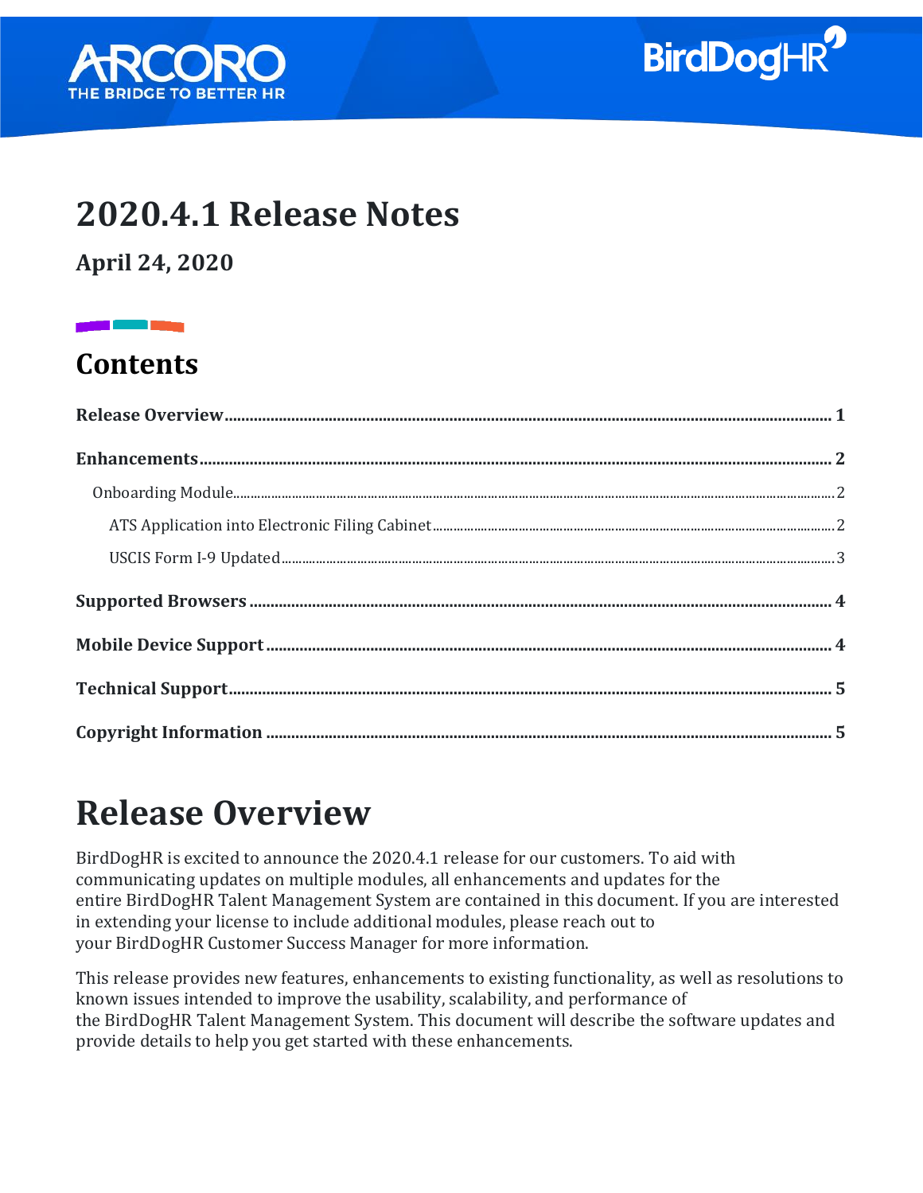ARCORO
THE BRIDGE TO BETTER HR

BirdDogHR

# 2020.4.1 Release Notes

## April 24, 2020

## Contents

**Release Overview** ........................................ 1

**Enhancements** ........................................ 2

- Onboarding Module ........................................ 2
  - ATS Application into Electronic Filing Cabinet ........................................ 2
  - USCIS Form I-9 Updated ........................................ 3

**Supported Browsers** ........................................ 4

**Mobile Device Support** ........................................ 4

**Technical Support** ........................................ 5

**Copyright Information** ........................................ 5

# Release Overview

BirdDogHR is excited to announce the 2020.4.1 release for our customers. To aid with communicating updates on multiple modules, all enhancements and updates for the entire BirdDogHR Talent Management System are contained in this document. If you are interested in extending your license to include additional modules, please reach out to your BirdDogHR Customer Success Manager for more information.

This release provides new features, enhancements to existing functionality, as well as resolutions to known issues intended to improve the usability, scalability, and performance of the BirdDogHR Talent Management System. This document will describe the software updates and provide details to help you get started with these enhancements.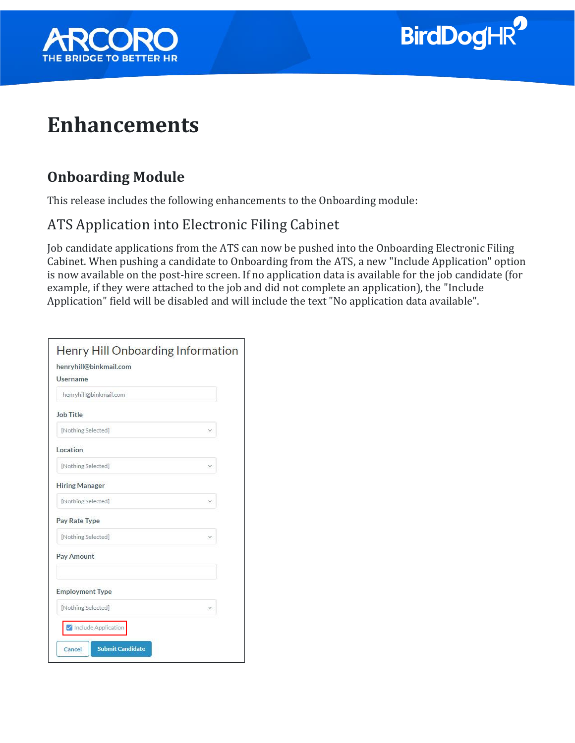# Enhancements

## Onboarding Module

This release includes the following enhancements to the Onboarding module:

### ATS Application into Electronic Filing Cabinet

Job candidate applications from the ATS can now be pushed into the Onboarding Electronic Filing Cabinet. When pushing a candidate to Onboarding from the ATS, a new "Include Application" option is now available on the post-hire screen. If no application data is available for the job candidate (for example, if they were attached to the job and did not complete an application), the "Include Application" field will be disabled and will include the text "No application data available".

Henry Hill Onboarding Information

henryhill@binkmail.com

Username

henryhill@binkmail.com

Job Title

[Nothing Selected]

Location

[Nothing Selected]

Hiring Manager

[Nothing Selected]

Pay Rate Type

[Nothing Selected]

Pay Amount

Employment Type

[Nothing Selected]

Include Application

Cancel

Submit Candidate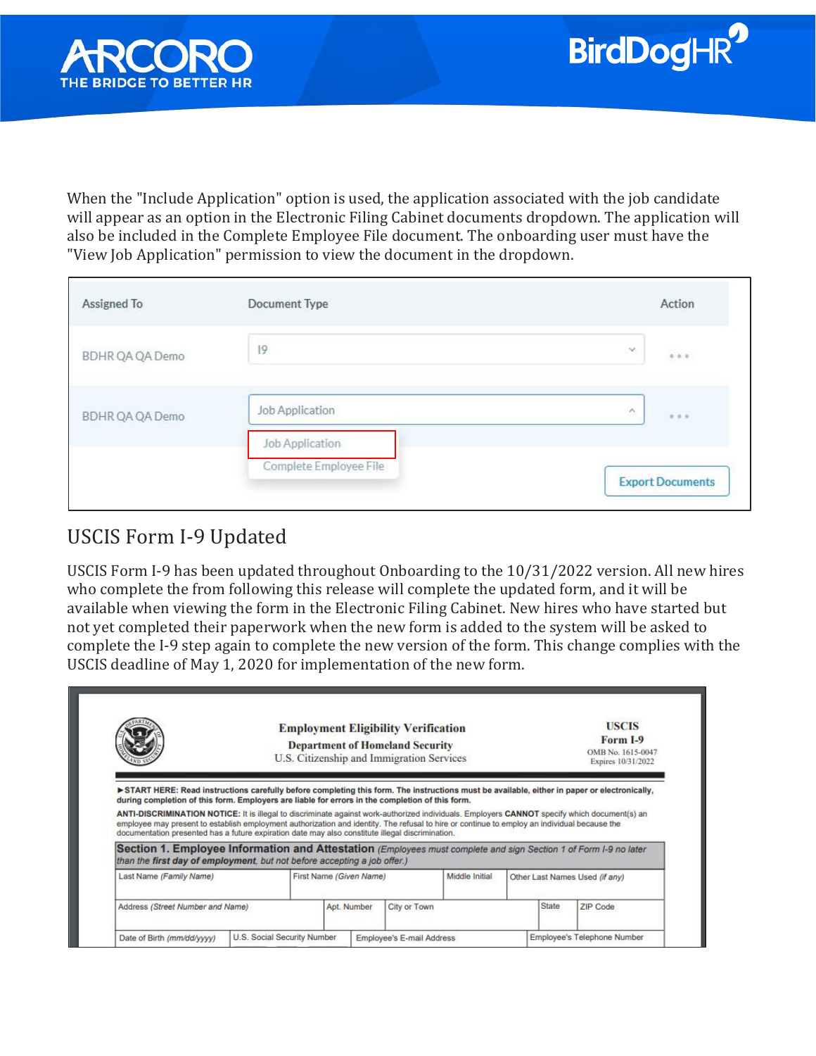When the "Include Application" option is used, the application associated with the job candidate will appear as an option in the Electronic Filing Cabinet documents dropdown. The application will also be included in the Complete Employee File document. The onboarding user must have the "View Job Application" permission to view the document in the dropdown.

## USCIS Form I-9 Updated

USCIS Form I-9 has been updated throughout Onboarding to the 10/31/2022 version. All new hires who complete the from following this release will complete the updated form, and it will be available when viewing the form in the Electronic Filing Cabinet. New hires who have started but not yet completed their paperwork when the new form is added to the system will be asked to complete the I-9 step again to complete the new version of the form. This change complies with the USCIS deadline of May 1, 2020 for implementation of the new form.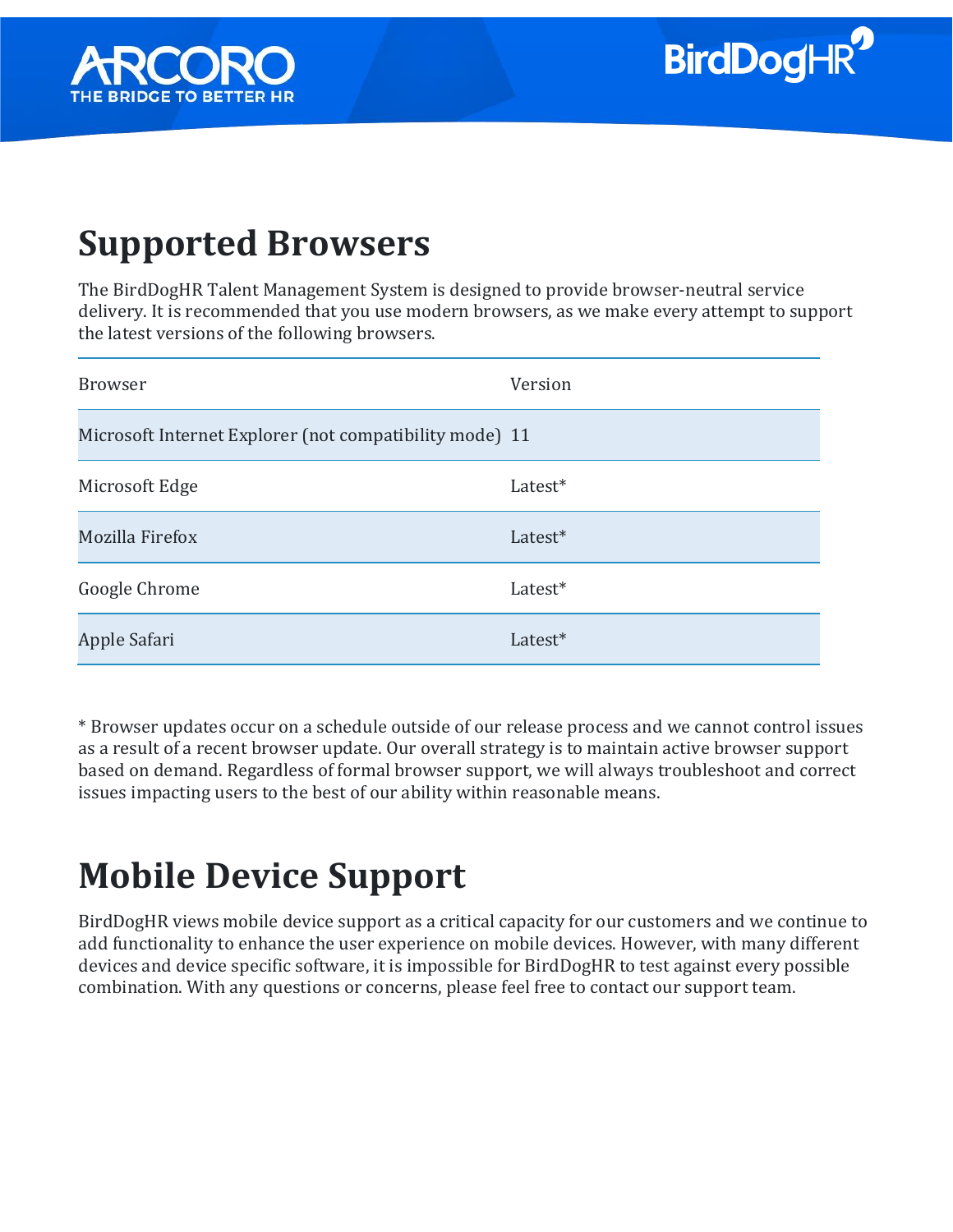# Supported Browsers

The BirdDogHR Talent Management System is designed to provide browser-neutral service delivery. It is recommended that you use modern browsers, as we make every attempt to support the latest versions of the following browsers.

| Browser | Version |
|---|---|
| Microsoft Internet Explorer (not compatibility mode) | 11 |
| Microsoft Edge | Latest* |
| Mozilla Firefox | Latest* |
| Google Chrome | Latest* |
| Apple Safari | Latest* |

* Browser updates occur on a schedule outside of our release process and we cannot control issues as a result of a recent browser update. Our overall strategy is to maintain active browser support based on demand. Regardless of formal browser support, we will always troubleshoot and correct issues impacting users to the best of our ability within reasonable means.

# Mobile Device Support

BirdDogHR views mobile device support as a critical capacity for our customers and we continue to add functionality to enhance the user experience on mobile devices. However, with many different devices and device specific software, it is impossible for BirdDogHR to test against every possible combination. With any questions or concerns, please feel free to contact our support team.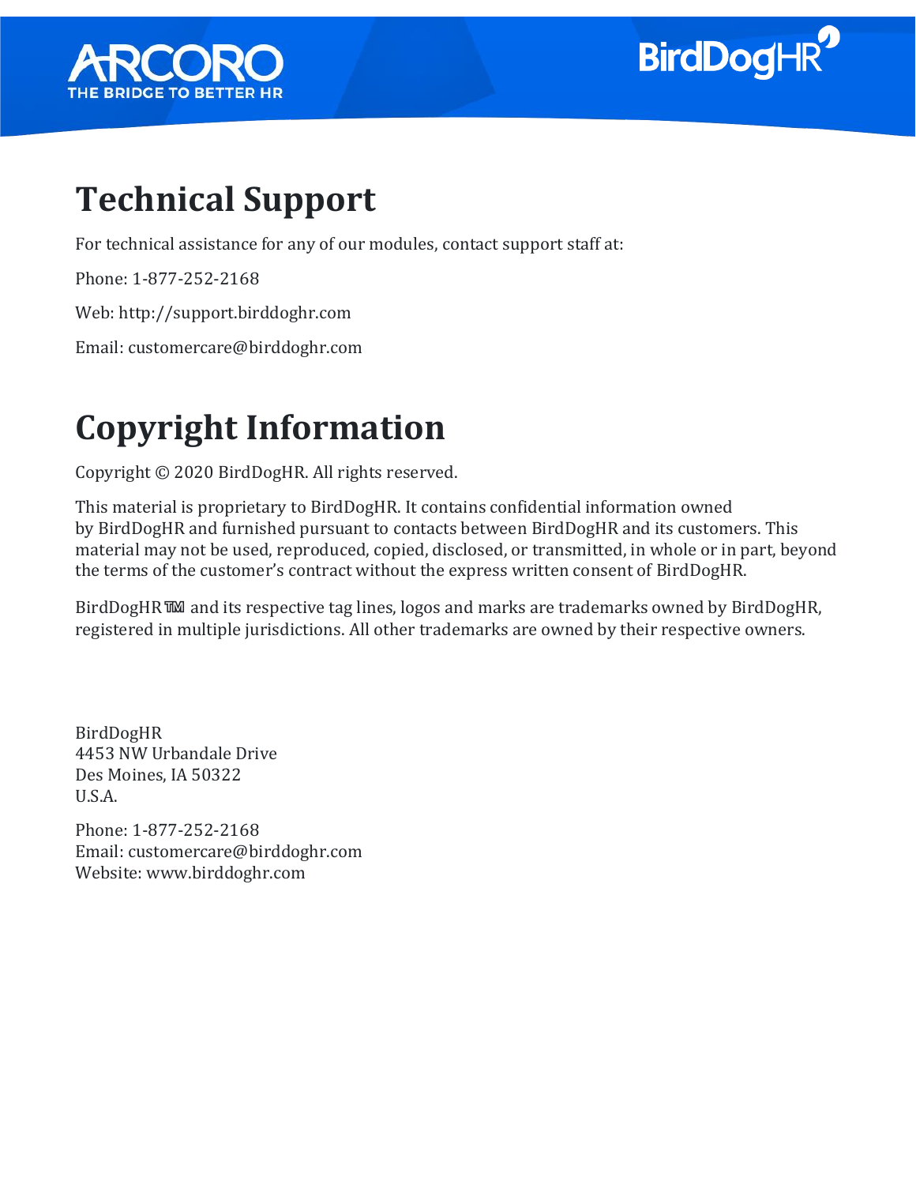# Technical Support

For technical assistance for any of our modules, contact support staff at:

Phone: 1-877-252-2168

Web: http://support.birddoghr.com

Email: customercare@birddoghr.com

# Copyright Information

Copyright © 2020 BirdDogHR. All rights reserved.

This material is proprietary to BirdDogHR. It contains confidential information owned by BirdDogHR and furnished pursuant to contacts between BirdDogHR and its customers. This material may not be used, reproduced, copied, disclosed, or transmitted, in whole or in part, beyond the terms of the customer's contract without the express written consent of BirdDogHR.

BirdDogHR™ and its respective tag lines, logos and marks are trademarks owned by BirdDogHR, registered in multiple jurisdictions. All other trademarks are owned by their respective owners.

BirdDogHR
4453 NW Urbandale Drive
Des Moines, IA 50322
U.S.A.

Phone: 1-877-252-2168
Email: customercare@birddoghr.com
Website: www.birddoghr.com